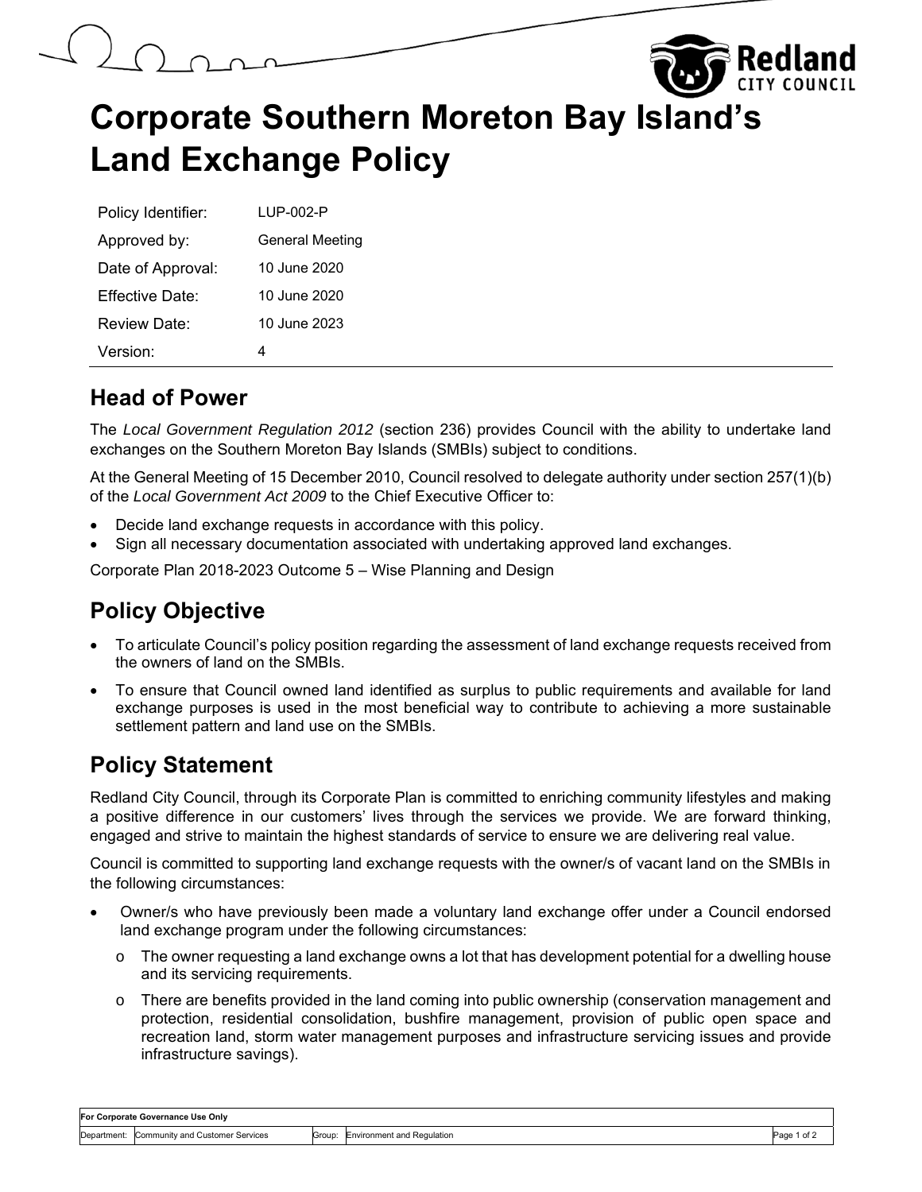# Corporate Southern Moreton Bay Island's Land Exchange Policy

| Policy Identifier: | LUP-002-P |
|---|---|
| Approved by: | General Meeting |
| Date of Approval: | 10 June 2020 |
| Effective Date: | 10 June 2020 |
| Review Date: | 10 June 2023 |
| Version: | 4 |

## Head of Power

The *Local Government Regulation 2012* (section 236) provides Council with the ability to undertake land exchanges on the Southern Moreton Bay Islands (SMBIs) subject to conditions.

At the General Meeting of 15 December 2010, Council resolved to delegate authority under section 257(1)(b) of the *Local Government Act 2009* to the Chief Executive Officer to:

- Decide land exchange requests in accordance with this policy.
- Sign all necessary documentation associated with undertaking approved land exchanges.

Corporate Plan 2018-2023 Outcome 5 – Wise Planning and Design

## Policy Objective

- To articulate Council's policy position regarding the assessment of land exchange requests received from the owners of land on the SMBIs.
- To ensure that Council owned land identified as surplus to public requirements and available for land exchange purposes is used in the most beneficial way to contribute to achieving a more sustainable settlement pattern and land use on the SMBIs.

## Policy Statement

Redland City Council, through its Corporate Plan is committed to enriching community lifestyles and making a positive difference in our customers' lives through the services we provide. We are forward thinking, engaged and strive to maintain the highest standards of service to ensure we are delivering real value.

Council is committed to supporting land exchange requests with the owner/s of vacant land on the SMBIs in the following circumstances:

- Owner/s who have previously been made a voluntary land exchange offer under a Council endorsed land exchange program under the following circumstances:
  - The owner requesting a land exchange owns a lot that has development potential for a dwelling house and its servicing requirements.
  - There are benefits provided in the land coming into public ownership (conservation management and protection, residential consolidation, bushfire management, provision of public open space and recreation land, storm water management purposes and infrastructure servicing issues and provide infrastructure savings).

| For Corporate Governance Use Only | | | |
|---|---|---|---|
| Department: | Community and Customer Services | Group: | Environment and Regulation |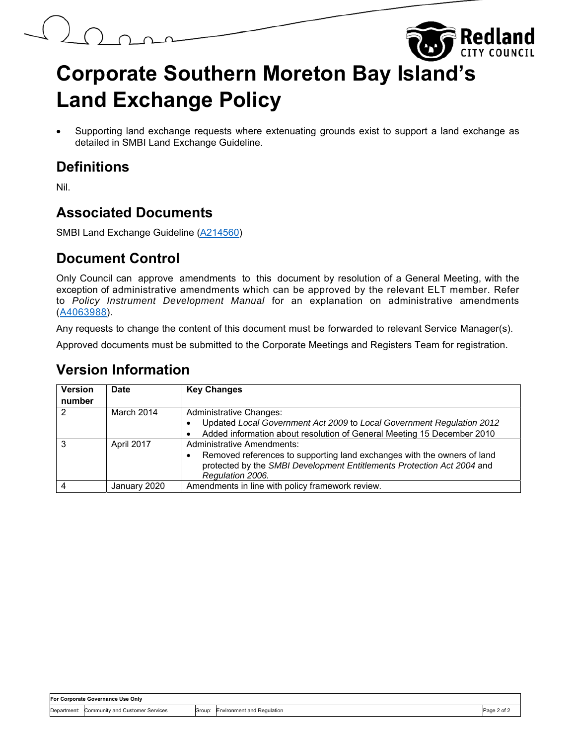# Corporate Southern Moreton Bay Island's Land Exchange Policy

- Supporting land exchange requests where extenuating grounds exist to support a land exchange as detailed in SMBI Land Exchange Guideline.

## Definitions

Nil.

## Associated Documents

SMBI Land Exchange Guideline (A214560)

## Document Control

Only Council can approve amendments to this document by resolution of a General Meeting, with the exception of administrative amendments which can be approved by the relevant ELT member. Refer to *Policy Instrument Development Manual* for an explanation on administrative amendments (A4063988).

Any requests to change the content of this document must be forwarded to relevant Service Manager(s).

Approved documents must be submitted to the Corporate Meetings and Registers Team for registration.

## Version Information

| Version number | Date | Key Changes |
|---|---|---|
| 2 | March 2014 | Administrative Changes:<br>• Updated *Local Government Act 2009* to *Local Government Regulation 2012*<br>• Added information about resolution of General Meeting 15 December 2010 |
| 3 | April 2017 | Administrative Amendments:<br>• Removed references to supporting land exchanges with the owners of land protected by the *SMBI Development Entitlements Protection Act 2004* and *Regulation 2006*. |
| 4 | January 2020 | Amendments in line with policy framework review. |

| For Corporate Governance Use Only | | | | |
|---|---|---|---|---|
| Department: | Community and Customer Services | Group: | Environment and Regulation | |